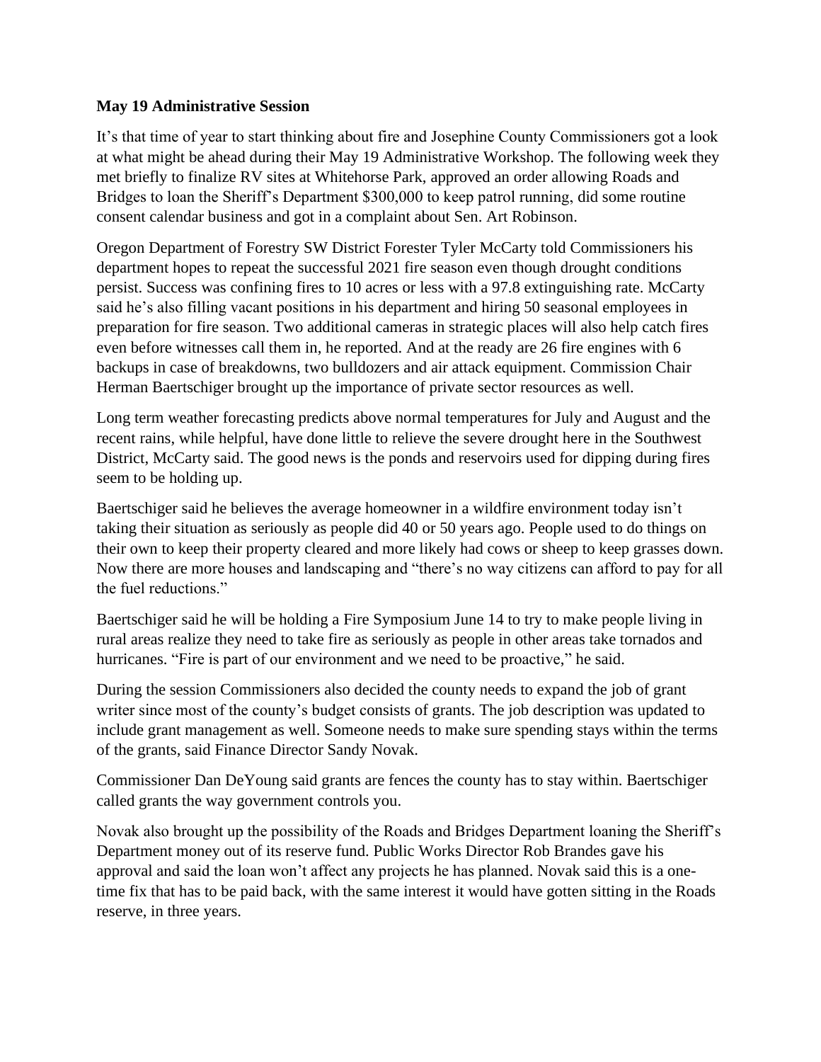**May 19 Administrative Session**

It's that time of year to start thinking about fire and Josephine County Commissioners got a look at what might be ahead during their May 19 Administrative Workshop. The following week they met briefly to finalize RV sites at Whitehorse Park, approved an order allowing Roads and Bridges to loan the Sheriff's Department $300,000 to keep patrol running, did some routine consent calendar business and got in a complaint about Sen. Art Robinson.

Oregon Department of Forestry SW District Forester Tyler McCarty told Commissioners his department hopes to repeat the successful 2021 fire season even though drought conditions persist. Success was confining fires to 10 acres or less with a 97.8 extinguishing rate. McCarty said he's also filling vacant positions in his department and hiring 50 seasonal employees in preparation for fire season. Two additional cameras in strategic places will also help catch fires even before witnesses call them in, he reported. And at the ready are 26 fire engines with 6 backups in case of breakdowns, two bulldozers and air attack equipment. Commission Chair Herman Baertschiger brought up the importance of private sector resources as well.

Long term weather forecasting predicts above normal temperatures for July and August and the recent rains, while helpful, have done little to relieve the severe drought here in the Southwest District, McCarty said. The good news is the ponds and reservoirs used for dipping during fires seem to be holding up.

Baertschiger said he believes the average homeowner in a wildfire environment today isn't taking their situation as seriously as people did 40 or 50 years ago. People used to do things on their own to keep their property cleared and more likely had cows or sheep to keep grasses down. Now there are more houses and landscaping and "there's no way citizens can afford to pay for all the fuel reductions."

Baertschiger said he will be holding a Fire Symposium June 14 to try to make people living in rural areas realize they need to take fire as seriously as people in other areas take tornados and hurricanes. "Fire is part of our environment and we need to be proactive," he said.

During the session Commissioners also decided the county needs to expand the job of grant writer since most of the county's budget consists of grants. The job description was updated to include grant management as well. Someone needs to make sure spending stays within the terms of the grants, said Finance Director Sandy Novak.

Commissioner Dan DeYoung said grants are fences the county has to stay within. Baertschiger called grants the way government controls you.

Novak also brought up the possibility of the Roads and Bridges Department loaning the Sheriff's Department money out of its reserve fund. Public Works Director Rob Brandes gave his approval and said the loan won't affect any projects he has planned. Novak said this is a one-time fix that has to be paid back, with the same interest it would have gotten sitting in the Roads reserve, in three years.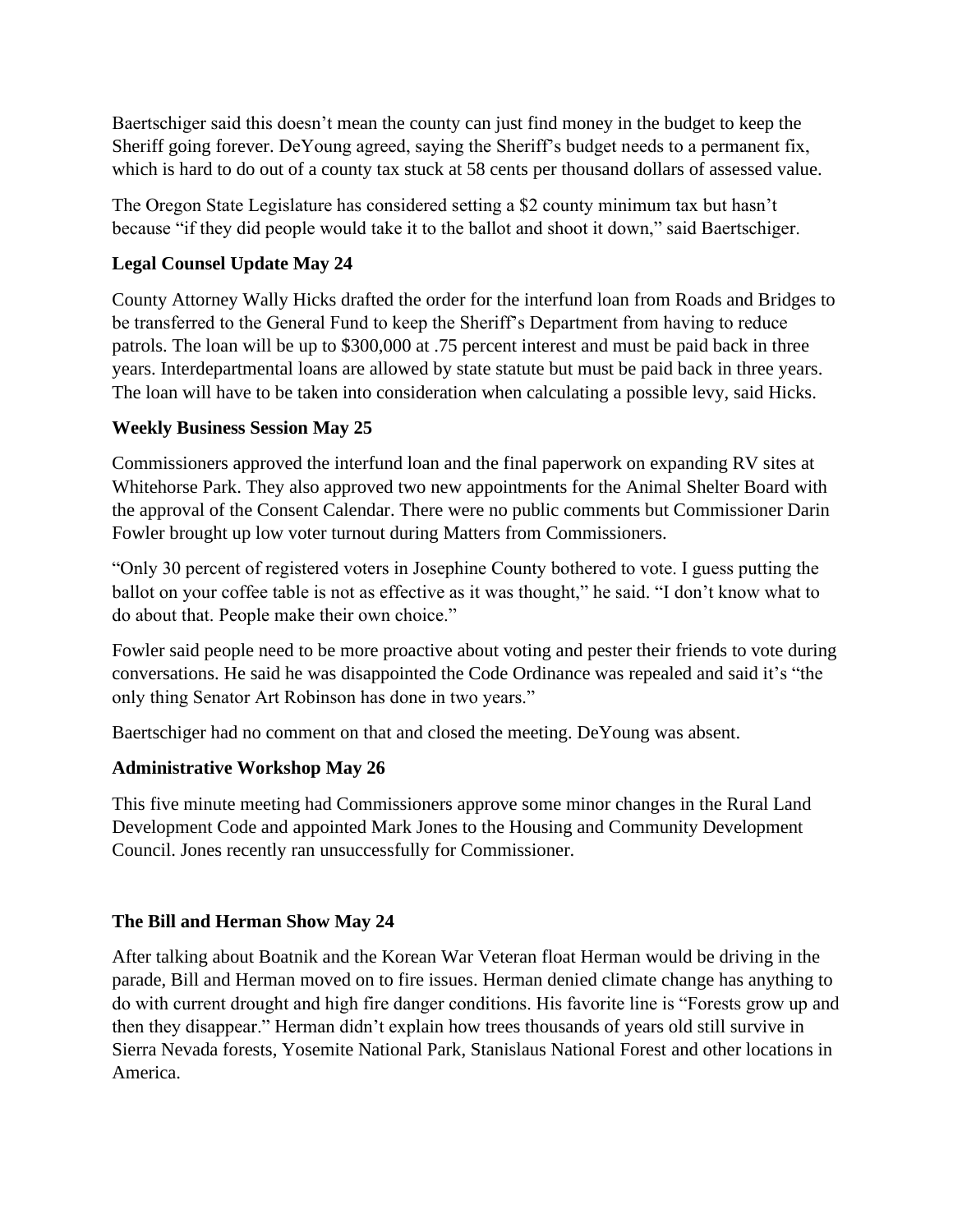Baertschiger said this doesn't mean the county can just find money in the budget to keep the Sheriff going forever. DeYoung agreed, saying the Sheriff's budget needs to a permanent fix, which is hard to do out of a county tax stuck at 58 cents per thousand dollars of assessed value.

The Oregon State Legislature has considered setting a $2 county minimum tax but hasn't because "if they did people would take it to the ballot and shoot it down," said Baertschiger.

**Legal Counsel Update May 24**

County Attorney Wally Hicks drafted the order for the interfund loan from Roads and Bridges to be transferred to the General Fund to keep the Sheriff's Department from having to reduce patrols. The loan will be up to $300,000 at .75 percent interest and must be paid back in three years. Interdepartmental loans are allowed by state statute but must be paid back in three years. The loan will have to be taken into consideration when calculating a possible levy, said Hicks.

**Weekly Business Session May 25**

Commissioners approved the interfund loan and the final paperwork on expanding RV sites at Whitehorse Park. They also approved two new appointments for the Animal Shelter Board with the approval of the Consent Calendar. There were no public comments but Commissioner Darin Fowler brought up low voter turnout during Matters from Commissioners.

"Only 30 percent of registered voters in Josephine County bothered to vote. I guess putting the ballot on your coffee table is not as effective as it was thought," he said. "I don't know what to do about that. People make their own choice."

Fowler said people need to be more proactive about voting and pester their friends to vote during conversations. He said he was disappointed the Code Ordinance was repealed and said it's "the only thing Senator Art Robinson has done in two years."

Baertschiger had no comment on that and closed the meeting. DeYoung was absent.

**Administrative Workshop May 26**

This five minute meeting had Commissioners approve some minor changes in the Rural Land Development Code and appointed Mark Jones to the Housing and Community Development Council. Jones recently ran unsuccessfully for Commissioner.

**The Bill and Herman Show May 24**

After talking about Boatnik and the Korean War Veteran float Herman would be driving in the parade, Bill and Herman moved on to fire issues. Herman denied climate change has anything to do with current drought and high fire danger conditions. His favorite line is "Forests grow up and then they disappear." Herman didn't explain how trees thousands of years old still survive in Sierra Nevada forests, Yosemite National Park, Stanislaus National Forest and other locations in America.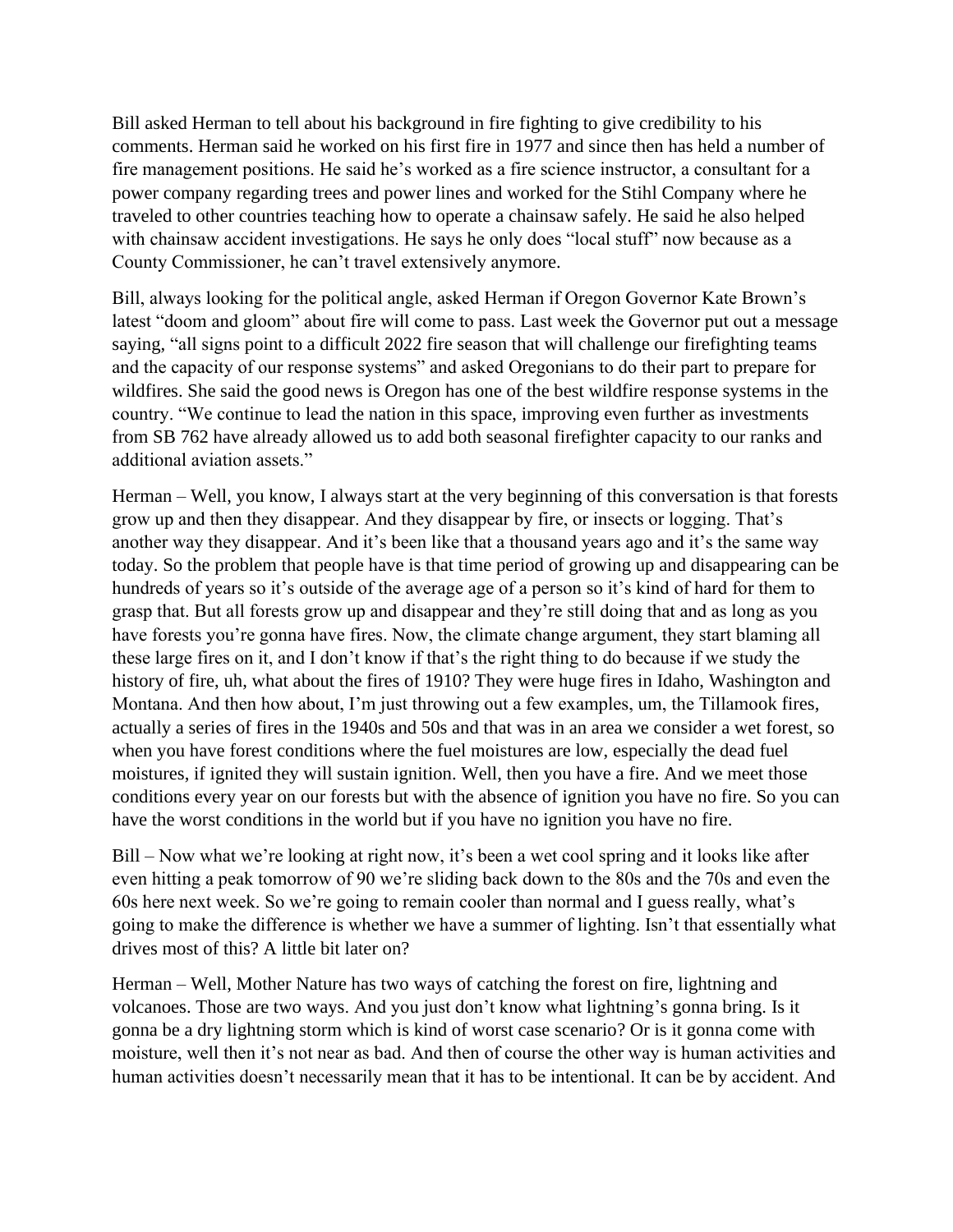Bill asked Herman to tell about his background in fire fighting to give credibility to his comments. Herman said he worked on his first fire in 1977 and since then has held a number of fire management positions. He said he's worked as a fire science instructor, a consultant for a power company regarding trees and power lines and worked for the Stihl Company where he traveled to other countries teaching how to operate a chainsaw safely. He said he also helped with chainsaw accident investigations. He says he only does "local stuff" now because as a County Commissioner, he can't travel extensively anymore.

Bill, always looking for the political angle, asked Herman if Oregon Governor Kate Brown's latest "doom and gloom" about fire will come to pass. Last week the Governor put out a message saying, "all signs point to a difficult 2022 fire season that will challenge our firefighting teams and the capacity of our response systems" and asked Oregonians to do their part to prepare for wildfires. She said the good news is Oregon has one of the best wildfire response systems in the country. "We continue to lead the nation in this space, improving even further as investments from SB 762 have already allowed us to add both seasonal firefighter capacity to our ranks and additional aviation assets."

Herman – Well, you know, I always start at the very beginning of this conversation is that forests grow up and then they disappear. And they disappear by fire, or insects or logging. That's another way they disappear. And it's been like that a thousand years ago and it's the same way today. So the problem that people have is that time period of growing up and disappearing can be hundreds of years so it's outside of the average age of a person so it's kind of hard for them to grasp that. But all forests grow up and disappear and they're still doing that and as long as you have forests you're gonna have fires. Now, the climate change argument, they start blaming all these large fires on it, and I don't know if that's the right thing to do because if we study the history of fire, uh, what about the fires of 1910? They were huge fires in Idaho, Washington and Montana. And then how about, I'm just throwing out a few examples, um, the Tillamook fires, actually a series of fires in the 1940s and 50s and that was in an area we consider a wet forest, so when you have forest conditions where the fuel moistures are low, especially the dead fuel moistures, if ignited they will sustain ignition. Well, then you have a fire. And we meet those conditions every year on our forests but with the absence of ignition you have no fire. So you can have the worst conditions in the world but if you have no ignition you have no fire.

Bill – Now what we're looking at right now, it's been a wet cool spring and it looks like after even hitting a peak tomorrow of 90 we're sliding back down to the 80s and the 70s and even the 60s here next week. So we're going to remain cooler than normal and I guess really, what's going to make the difference is whether we have a summer of lighting. Isn't that essentially what drives most of this? A little bit later on?

Herman – Well, Mother Nature has two ways of catching the forest on fire, lightning and volcanoes. Those are two ways. And you just don't know what lightning's gonna bring. Is it gonna be a dry lightning storm which is kind of worst case scenario? Or is it gonna come with moisture, well then it's not near as bad. And then of course the other way is human activities and human activities doesn't necessarily mean that it has to be intentional. It can be by accident. And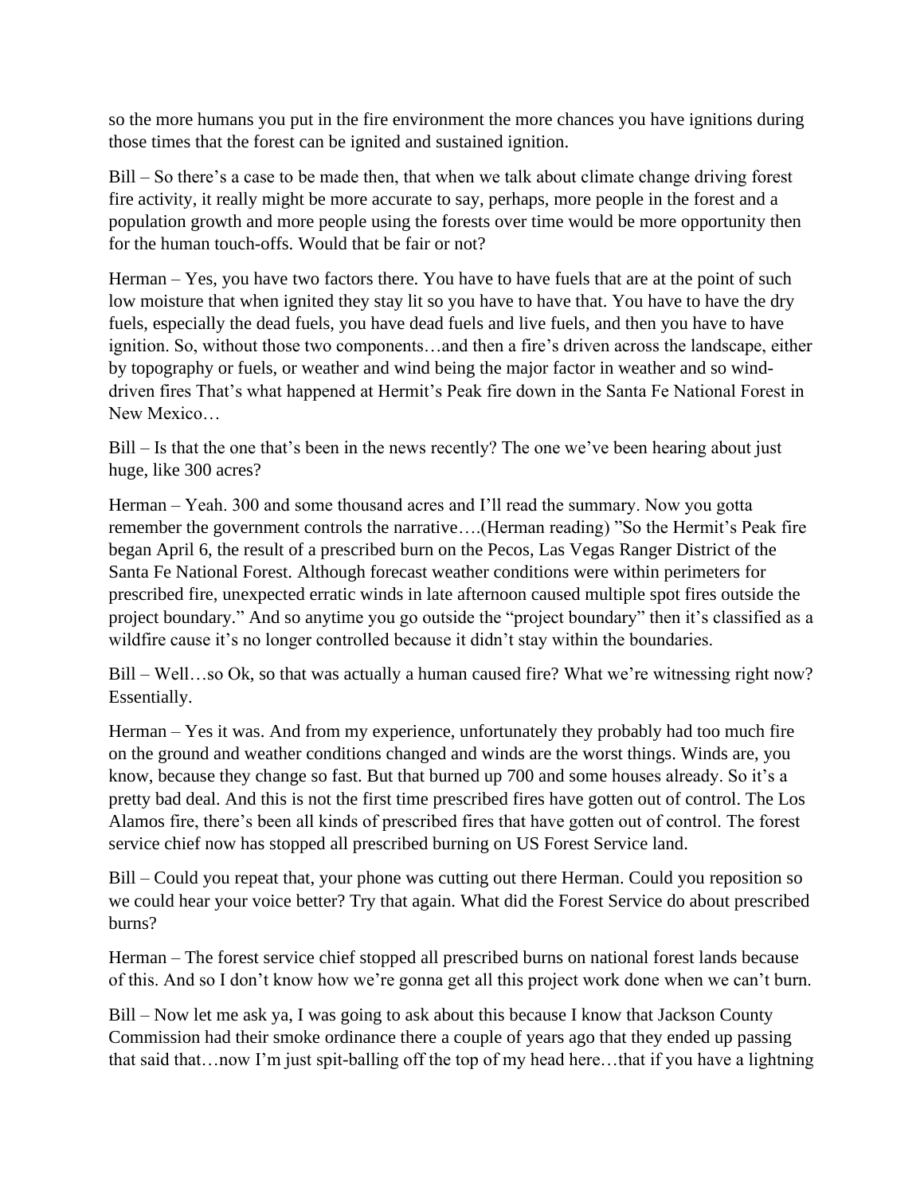so the more humans you put in the fire environment the more chances you have ignitions during those times that the forest can be ignited and sustained ignition.

Bill – So there's a case to be made then, that when we talk about climate change driving forest fire activity, it really might be more accurate to say, perhaps, more people in the forest and a population growth and more people using the forests over time would be more opportunity then for the human touch-offs. Would that be fair or not?

Herman – Yes, you have two factors there. You have to have fuels that are at the point of such low moisture that when ignited they stay lit so you have to have that. You have to have the dry fuels, especially the dead fuels, you have dead fuels and live fuels, and then you have to have ignition. So, without those two components…and then a fire's driven across the landscape, either by topography or fuels, or weather and wind being the major factor in weather and so wind-driven fires That's what happened at Hermit's Peak fire down in the Santa Fe National Forest in New Mexico…

Bill – Is that the one that's been in the news recently? The one we've been hearing about just huge, like 300 acres?

Herman – Yeah. 300 and some thousand acres and I'll read the summary. Now you gotta remember the government controls the narrative….(Herman reading) "So the Hermit's Peak fire began April 6, the result of a prescribed burn on the Pecos, Las Vegas Ranger District of the Santa Fe National Forest. Although forecast weather conditions were within perimeters for prescribed fire, unexpected erratic winds in late afternoon caused multiple spot fires outside the project boundary." And so anytime you go outside the "project boundary" then it's classified as a wildfire cause it's no longer controlled because it didn't stay within the boundaries.

Bill – Well…so Ok, so that was actually a human caused fire? What we're witnessing right now? Essentially.

Herman – Yes it was. And from my experience, unfortunately they probably had too much fire on the ground and weather conditions changed and winds are the worst things. Winds are, you know, because they change so fast. But that burned up 700 and some houses already. So it's a pretty bad deal. And this is not the first time prescribed fires have gotten out of control. The Los Alamos fire, there's been all kinds of prescribed fires that have gotten out of control. The forest service chief now has stopped all prescribed burning on US Forest Service land.

Bill – Could you repeat that, your phone was cutting out there Herman. Could you reposition so we could hear your voice better? Try that again. What did the Forest Service do about prescribed burns?

Herman – The forest service chief stopped all prescribed burns on national forest lands because of this. And so I don't know how we're gonna get all this project work done when we can't burn.

Bill – Now let me ask ya, I was going to ask about this because I know that Jackson County Commission had their smoke ordinance there a couple of years ago that they ended up passing that said that…now I'm just spit-balling off the top of my head here…that if you have a lightning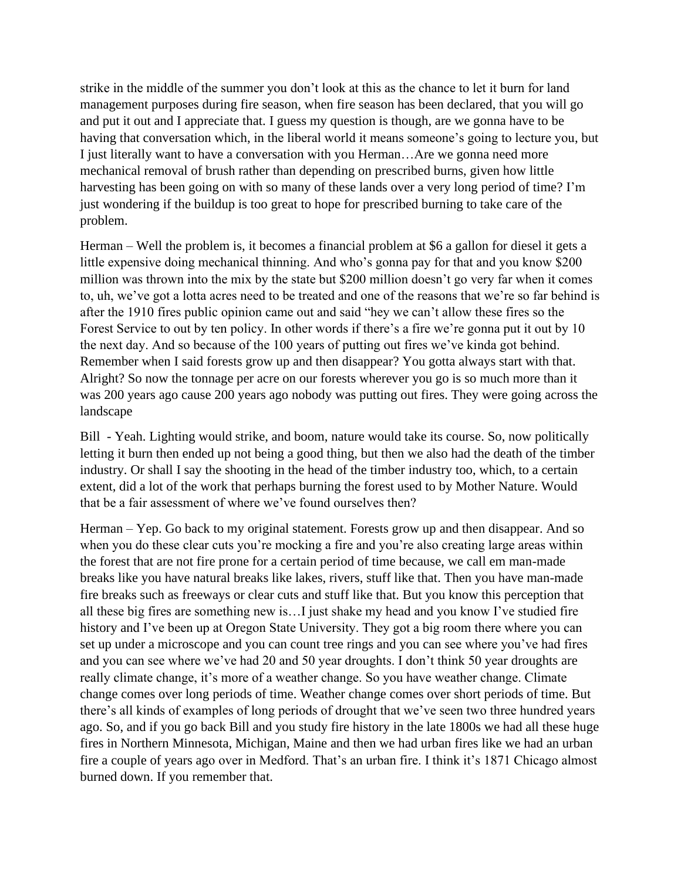strike in the middle of the summer you don't look at this as the chance to let it burn for land management purposes during fire season, when fire season has been declared, that you will go and put it out and I appreciate that. I guess my question is though, are we gonna have to be having that conversation which, in the liberal world it means someone's going to lecture you, but I just literally want to have a conversation with you Herman…Are we gonna need more mechanical removal of brush rather than depending on prescribed burns, given how little harvesting has been going on with so many of these lands over a very long period of time? I'm just wondering if the buildup is too great to hope for prescribed burning to take care of the problem.

Herman – Well the problem is, it becomes a financial problem at $6 a gallon for diesel it gets a little expensive doing mechanical thinning. And who's gonna pay for that and you know $200 million was thrown into the mix by the state but $200 million doesn't go very far when it comes to, uh, we've got a lotta acres need to be treated and one of the reasons that we're so far behind is after the 1910 fires public opinion came out and said "hey we can't allow these fires so the Forest Service to out by ten policy. In other words if there's a fire we're gonna put it out by 10 the next day. And so because of the 100 years of putting out fires we've kinda got behind. Remember when I said forests grow up and then disappear? You gotta always start with that. Alright? So now the tonnage per acre on our forests wherever you go is so much more than it was 200 years ago cause 200 years ago nobody was putting out fires. They were going across the landscape

Bill - Yeah. Lighting would strike, and boom, nature would take its course. So, now politically letting it burn then ended up not being a good thing, but then we also had the death of the timber industry. Or shall I say the shooting in the head of the timber industry too, which, to a certain extent, did a lot of the work that perhaps burning the forest used to by Mother Nature. Would that be a fair assessment of where we've found ourselves then?

Herman – Yep. Go back to my original statement. Forests grow up and then disappear. And so when you do these clear cuts you're mocking a fire and you're also creating large areas within the forest that are not fire prone for a certain period of time because, we call em man-made breaks like you have natural breaks like lakes, rivers, stuff like that. Then you have man-made fire breaks such as freeways or clear cuts and stuff like that. But you know this perception that all these big fires are something new is…I just shake my head and you know I've studied fire history and I've been up at Oregon State University. They got a big room there where you can set up under a microscope and you can count tree rings and you can see where you've had fires and you can see where we've had 20 and 50 year droughts. I don't think 50 year droughts are really climate change, it's more of a weather change. So you have weather change. Climate change comes over long periods of time. Weather change comes over short periods of time. But there's all kinds of examples of long periods of drought that we've seen two three hundred years ago. So, and if you go back Bill and you study fire history in the late 1800s we had all these huge fires in Northern Minnesota, Michigan, Maine and then we had urban fires like we had an urban fire a couple of years ago over in Medford. That's an urban fire. I think it's 1871 Chicago almost burned down. If you remember that.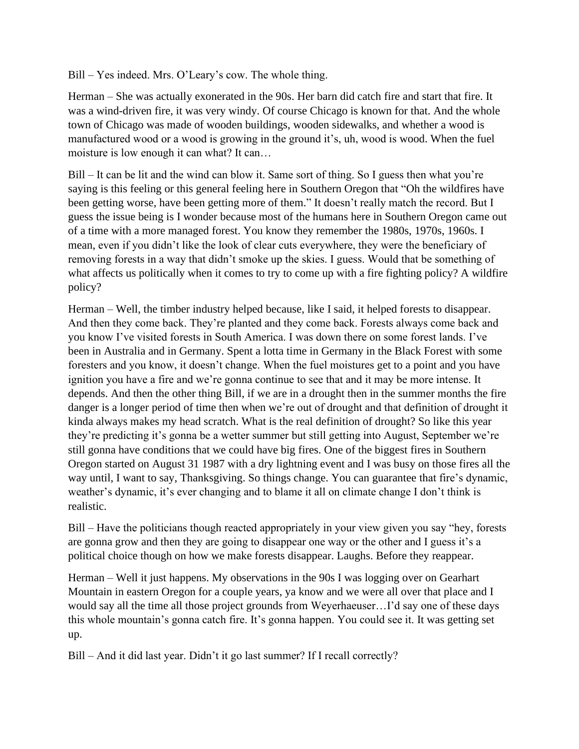Bill – Yes indeed. Mrs. O'Leary's cow. The whole thing.

Herman – She was actually exonerated in the 90s. Her barn did catch fire and start that fire. It was a wind-driven fire, it was very windy. Of course Chicago is known for that. And the whole town of Chicago was made of wooden buildings, wooden sidewalks, and whether a wood is manufactured wood or a wood is growing in the ground it's, uh, wood is wood. When the fuel moisture is low enough it can what? It can…

Bill – It can be lit and the wind can blow it. Same sort of thing. So I guess then what you're saying is this feeling or this general feeling here in Southern Oregon that "Oh the wildfires have been getting worse, have been getting more of them." It doesn't really match the record. But I guess the issue being is I wonder because most of the humans here in Southern Oregon came out of a time with a more managed forest. You know they remember the 1980s, 1970s, 1960s. I mean, even if you didn't like the look of clear cuts everywhere, they were the beneficiary of removing forests in a way that didn't smoke up the skies. I guess. Would that be something of what affects us politically when it comes to try to come up with a fire fighting policy? A wildfire policy?

Herman – Well, the timber industry helped because, like I said, it helped forests to disappear. And then they come back. They're planted and they come back. Forests always come back and you know I've visited forests in South America. I was down there on some forest lands. I've been in Australia and in Germany. Spent a lotta time in Germany in the Black Forest with some foresters and you know, it doesn't change. When the fuel moistures get to a point and you have ignition you have a fire and we're gonna continue to see that and it may be more intense. It depends. And then the other thing Bill, if we are in a drought then in the summer months the fire danger is a longer period of time then when we're out of drought and that definition of drought it kinda always makes my head scratch. What is the real definition of drought? So like this year they're predicting it's gonna be a wetter summer but still getting into August, September we're still gonna have conditions that we could have big fires. One of the biggest fires in Southern Oregon started on August 31 1987 with a dry lightning event and I was busy on those fires all the way until, I want to say, Thanksgiving. So things change. You can guarantee that fire's dynamic, weather's dynamic, it's ever changing and to blame it all on climate change I don't think is realistic.

Bill – Have the politicians though reacted appropriately in your view given you say "hey, forests are gonna grow and then they are going to disappear one way or the other and I guess it's a political choice though on how we make forests disappear. Laughs. Before they reappear.

Herman – Well it just happens. My observations in the 90s I was logging over on Gearhart Mountain in eastern Oregon for a couple years, ya know and we were all over that place and I would say all the time all those project grounds from Weyerhaeuser…I'd say one of these days this whole mountain's gonna catch fire. It's gonna happen. You could see it. It was getting set up.

Bill – And it did last year. Didn't it go last summer? If I recall correctly?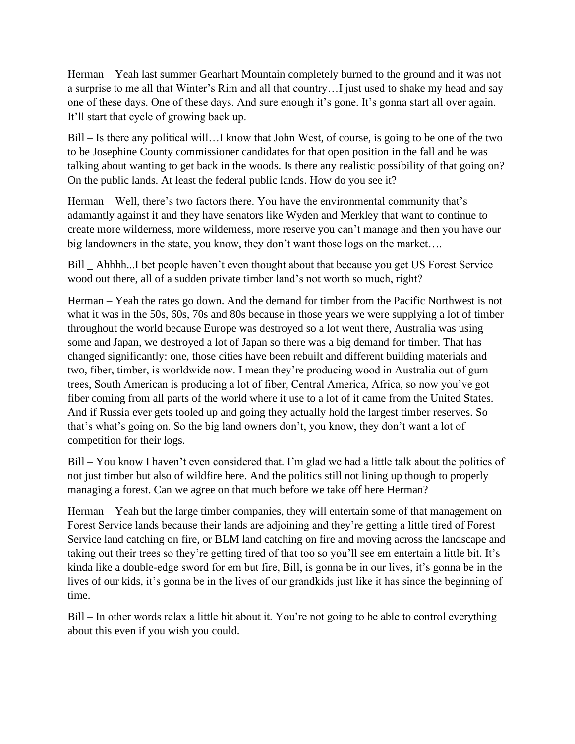Herman – Yeah last summer Gearhart Mountain completely burned to the ground and it was not a surprise to me all that Winter's Rim and all that country…I just used to shake my head and say one of these days. One of these days. And sure enough it's gone. It's gonna start all over again. It'll start that cycle of growing back up.

Bill – Is there any political will…I know that John West, of course, is going to be one of the two to be Josephine County commissioner candidates for that open position in the fall and he was talking about wanting to get back in the woods. Is there any realistic possibility of that going on? On the public lands. At least the federal public lands. How do you see it?

Herman – Well, there's two factors there. You have the environmental community that's adamantly against it and they have senators like Wyden and Merkley that want to continue to create more wilderness, more wilderness, more reserve you can't manage and then you have our big landowners in the state, you know, they don't want those logs on the market….

Bill _ Ahhhh...I bet people haven't even thought about that because you get US Forest Service wood out there, all of a sudden private timber land's not worth so much, right?

Herman – Yeah the rates go down. And the demand for timber from the Pacific Northwest is not what it was in the 50s, 60s, 70s and 80s because in those years we were supplying a lot of timber throughout the world because Europe was destroyed so a lot went there, Australia was using some and Japan, we destroyed a lot of Japan so there was a big demand for timber. That has changed significantly: one, those cities have been rebuilt and different building materials and two, fiber, timber, is worldwide now. I mean they're producing wood in Australia out of gum trees, South American is producing a lot of fiber, Central America, Africa, so now you've got fiber coming from all parts of the world where it use to a lot of it came from the United States. And if Russia ever gets tooled up and going they actually hold the largest timber reserves. So that's what's going on. So the big land owners don't, you know, they don't want a lot of competition for their logs.

Bill – You know I haven't even considered that. I'm glad we had a little talk about the politics of not just timber but also of wildfire here. And the politics still not lining up though to properly managing a forest. Can we agree on that much before we take off here Herman?

Herman – Yeah but the large timber companies, they will entertain some of that management on Forest Service lands because their lands are adjoining and they're getting a little tired of Forest Service land catching on fire, or BLM land catching on fire and moving across the landscape and taking out their trees so they're getting tired of that too so you'll see em entertain a little bit. It's kinda like a double-edge sword for em but fire, Bill, is gonna be in our lives, it's gonna be in the lives of our kids, it's gonna be in the lives of our grandkids just like it has since the beginning of time.

Bill – In other words relax a little bit about it. You're not going to be able to control everything about this even if you wish you could.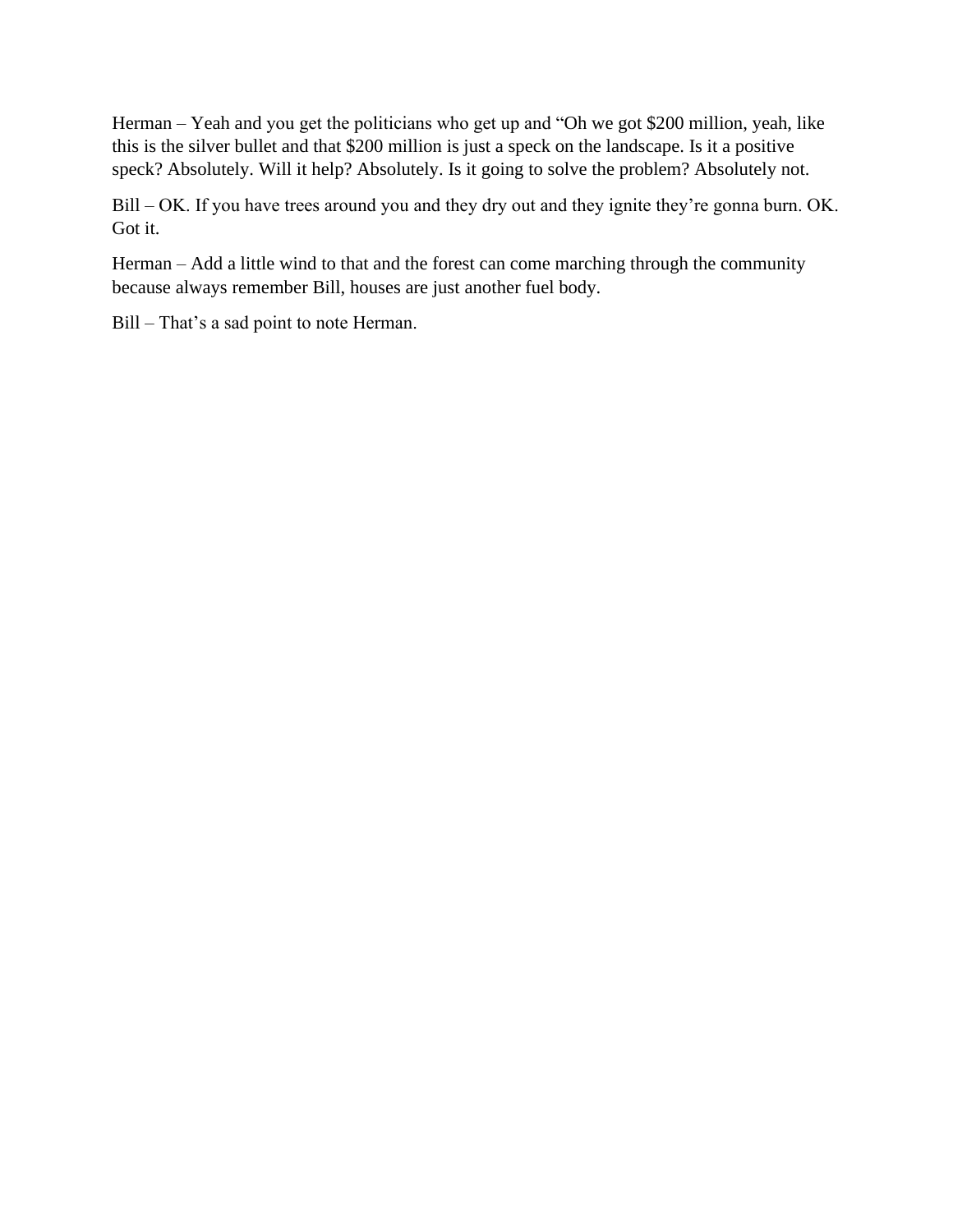Herman – Yeah and you get the politicians who get up and "Oh we got $200 million, yeah, like this is the silver bullet and that $200 million is just a speck on the landscape. Is it a positive speck? Absolutely. Will it help? Absolutely. Is it going to solve the problem? Absolutely not.

Bill – OK. If you have trees around you and they dry out and they ignite they're gonna burn. OK. Got it.

Herman – Add a little wind to that and the forest can come marching through the community because always remember Bill, houses are just another fuel body.

Bill – That's a sad point to note Herman.